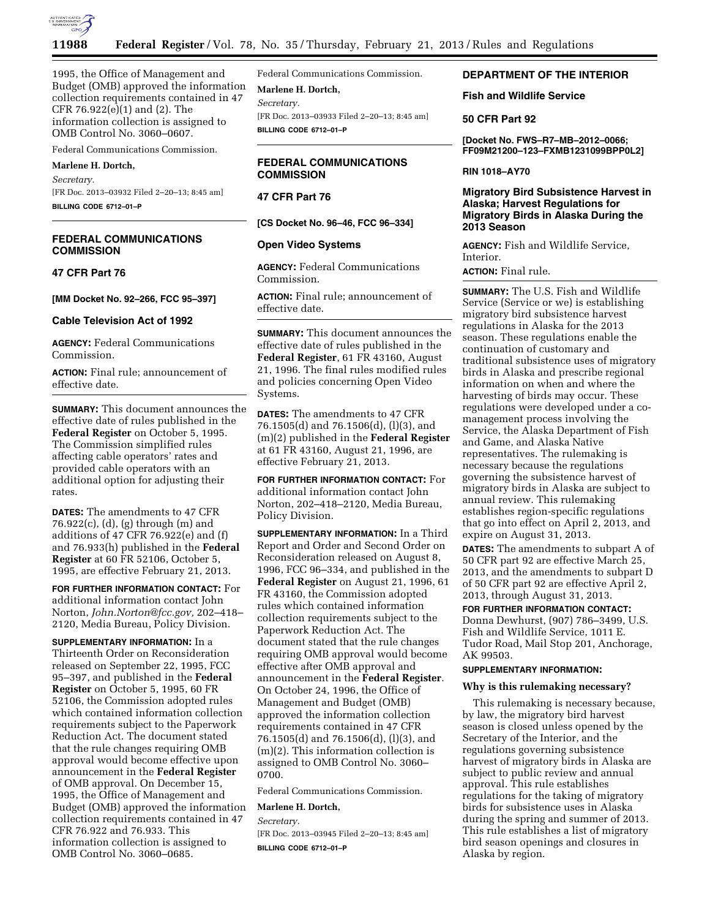1995, the Office of Management and Budget (OMB) approved the information collection requirements contained in 47 CFR 76.922(e)(1) and (2). The information collection is assigned to OMB Control No. 3060–0607.

Federal Communications Commission.

**Marlene H. Dortch,**

*Secretary.*

[FR Doc. 2013–03932 Filed 2–20–13; 8:45 am]

**BILLING CODE 6712–01–P**

---

## FEDERAL COMMUNICATIONS COMMISSION

### 47 CFR Part 76

**[MM Docket No. 92–266, FCC 95–397]**

### Cable Television Act of 1992

**AGENCY:** Federal Communications Commission.

**ACTION:** Final rule; announcement of effective date.

**SUMMARY:** This document announces the effective date of rules published in the **Federal Register** on October 5, 1995. The Commission simplified rules affecting cable operators' rates and provided cable operators with an additional option for adjusting their rates.

**DATES:** The amendments to 47 CFR 76.922(c), (d), (g) through (m) and additions of 47 CFR 76.922(e) and (f) and 76.933(h) published in the **Federal Register** at 60 FR 52106, October 5, 1995, are effective February 21, 2013.

**FOR FURTHER INFORMATION CONTACT:** For additional information contact John Norton, *John.Norton@fcc.gov,* 202–418–2120, Media Bureau, Policy Division.

**SUPPLEMENTARY INFORMATION:** In a Thirteenth Order on Reconsideration released on September 22, 1995, FCC 95–397, and published in the **Federal Register** on October 5, 1995, 60 FR 52106, the Commission adopted rules which contained information collection requirements subject to the Paperwork Reduction Act. The document stated that the rule changes requiring OMB approval would become effective upon announcement in the **Federal Register** of OMB approval. On December 15, 1995, the Office of Management and Budget (OMB) approved the information collection requirements contained in 47 CFR 76.922 and 76.933. This information collection is assigned to OMB Control No. 3060–0685.

Federal Communications Commission.

**Marlene H. Dortch,**

*Secretary.*

[FR Doc. 2013–03933 Filed 2–20–13; 8:45 am]

**BILLING CODE 6712–01–P**

---

## FEDERAL COMMUNICATIONS COMMISSION

### 47 CFR Part 76

**[CS Docket No. 96–46, FCC 96–334]**

### Open Video Systems

**AGENCY:** Federal Communications Commission.

**ACTION:** Final rule; announcement of effective date.

**SUMMARY:** This document announces the effective date of rules published in the **Federal Register**, 61 FR 43160, August 21, 1996. The final rules modified rules and policies concerning Open Video Systems.

**DATES:** The amendments to 47 CFR 76.1505(d) and 76.1506(d), (l)(3), and (m)(2) published in the **Federal Register** at 61 FR 43160, August 21, 1996, are effective February 21, 2013.

**FOR FURTHER INFORMATION CONTACT:** For additional information contact John Norton, 202–418–2120, Media Bureau, Policy Division.

**SUPPLEMENTARY INFORMATION:** In a Third Report and Order and Second Order on Reconsideration released on August 8, 1996, FCC 96–334, and published in the **Federal Register** on August 21, 1996, 61 FR 43160, the Commission adopted rules which contained information collection requirements subject to the Paperwork Reduction Act. The document stated that the rule changes requiring OMB approval would become effective after OMB approval and announcement in the **Federal Register**. On October 24, 1996, the Office of Management and Budget (OMB) approved the information collection requirements contained in 47 CFR 76.1505(d) and 76.1506(d), (l)(3), and (m)(2). This information collection is assigned to OMB Control No. 3060–0700.

Federal Communications Commission.

**Marlene H. Dortch,**

*Secretary.*

[FR Doc. 2013–03945 Filed 2–20–13; 8:45 am]

**BILLING CODE 6712–01–P**

---

## DEPARTMENT OF THE INTERIOR

### Fish and Wildlife Service

### 50 CFR Part 92

**[Docket No. FWS–R7–MB–2012–0066; FF09M21200–123–FXMB1231099BPP0L2]**

**RIN 1018–AY70**

### Migratory Bird Subsistence Harvest in Alaska; Harvest Regulations for Migratory Birds in Alaska During the 2013 Season

**AGENCY:** Fish and Wildlife Service, Interior.

**ACTION:** Final rule.

**SUMMARY:** The U.S. Fish and Wildlife Service (Service or we) is establishing migratory bird subsistence harvest regulations in Alaska for the 2013 season. These regulations enable the continuation of customary and traditional subsistence uses of migratory birds in Alaska and prescribe regional information on when and where the harvesting of birds may occur. These regulations were developed under a co-management process involving the Service, the Alaska Department of Fish and Game, and Alaska Native representatives. The rulemaking is necessary because the regulations governing the subsistence harvest of migratory birds in Alaska are subject to annual review. This rulemaking establishes region-specific regulations that go into effect on April 2, 2013, and expire on August 31, 2013.

**DATES:** The amendments to subpart A of 50 CFR part 92 are effective March 25, 2013, and the amendments to subpart D of 50 CFR part 92 are effective April 2, 2013, through August 31, 2013.

**FOR FURTHER INFORMATION CONTACT:** Donna Dewhurst, (907) 786–3499, U.S. Fish and Wildlife Service, 1011 E. Tudor Road, Mail Stop 201, Anchorage, AK 99503.

**SUPPLEMENTARY INFORMATION:**

#### Why is this rulemaking necessary?

This rulemaking is necessary because, by law, the migratory bird harvest season is closed unless opened by the Secretary of the Interior, and the regulations governing subsistence harvest of migratory birds in Alaska are subject to public review and annual approval. This rule establishes regulations for the taking of migratory birds for subsistence uses in Alaska during the spring and summer of 2013. This rule establishes a list of migratory bird season openings and closures in Alaska by region.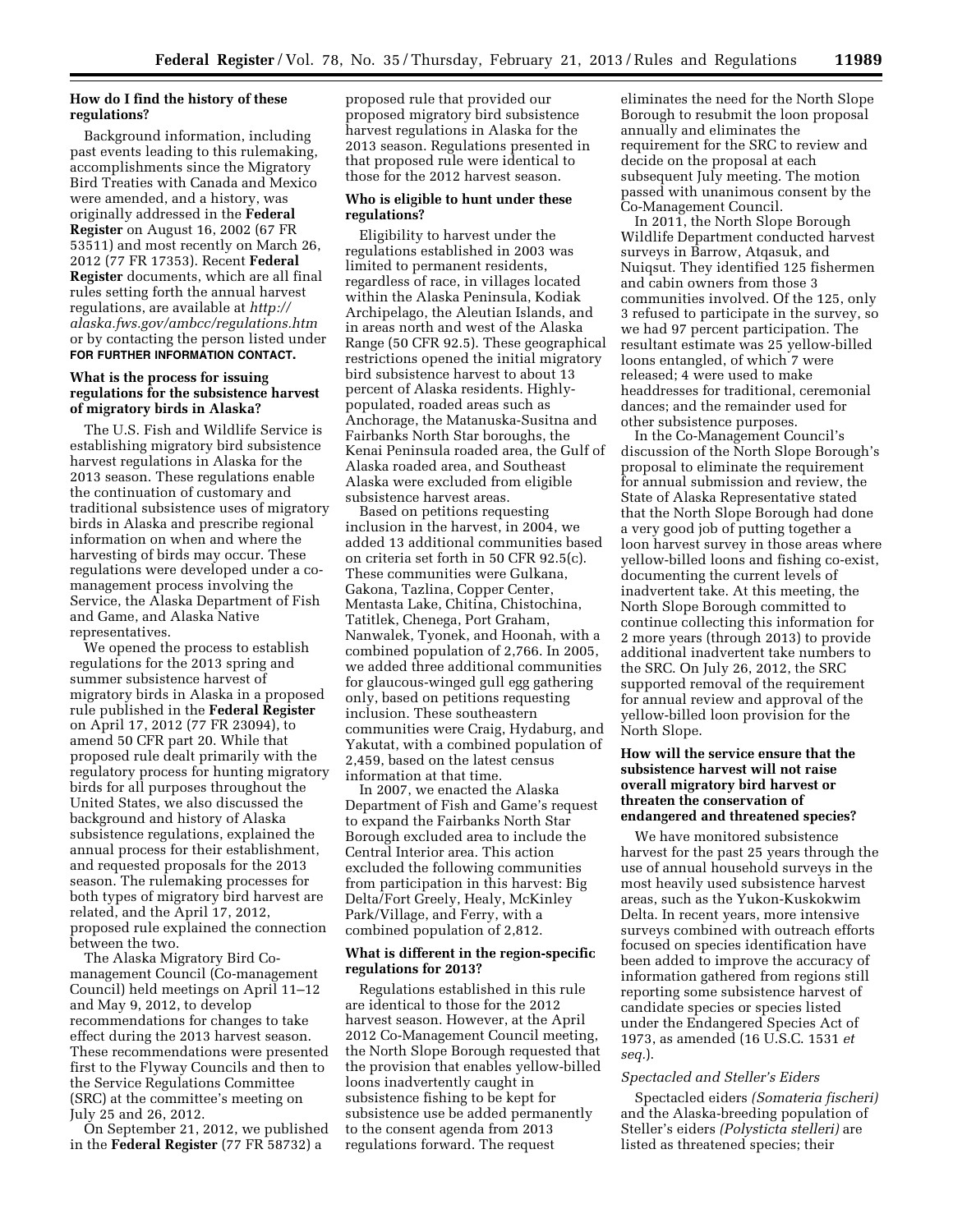### How do I find the history of these regulations?

Background information, including past events leading to this rulemaking, accomplishments since the Migratory Bird Treaties with Canada and Mexico were amended, and a history, was originally addressed in the **Federal Register** on August 16, 2002 (67 FR 53511) and most recently on March 26, 2012 (77 FR 17353). Recent **Federal Register** documents, which are all final rules setting forth the annual harvest regulations, are available at *http://alaska.fws.gov/ambcc/regulations.htm* or by contacting the person listed under **FOR FURTHER INFORMATION CONTACT.**

### What is the process for issuing regulations for the subsistence harvest of migratory birds in Alaska?

The U.S. Fish and Wildlife Service is establishing migratory bird subsistence harvest regulations in Alaska for the 2013 season. These regulations enable the continuation of customary and traditional subsistence uses of migratory birds in Alaska and prescribe regional information on when and where the harvesting of birds may occur. These regulations were developed under a co-management process involving the Service, the Alaska Department of Fish and Game, and Alaska Native representatives.

We opened the process to establish regulations for the 2013 spring and summer subsistence harvest of migratory birds in Alaska in a proposed rule published in the **Federal Register** on April 17, 2012 (77 FR 23094), to amend 50 CFR part 20. While that proposed rule dealt primarily with the regulatory process for hunting migratory birds for all purposes throughout the United States, we also discussed the background and history of Alaska subsistence regulations, explained the annual process for their establishment, and requested proposals for the 2013 season. The rulemaking processes for both types of migratory bird harvest are related, and the April 17, 2012, proposed rule explained the connection between the two.

The Alaska Migratory Bird Co-management Council (Co-management Council) held meetings on April 11–12 and May 9, 2012, to develop recommendations for changes to take effect during the 2013 harvest season. These recommendations were presented first to the Flyway Councils and then to the Service Regulations Committee (SRC) at the committee's meeting on July 25 and 26, 2012.

On September 21, 2012, we published in the **Federal Register** (77 FR 58732) a proposed rule that provided our proposed migratory bird subsistence harvest regulations in Alaska for the 2013 season. Regulations presented in that proposed rule were identical to those for the 2012 harvest season.

### Who is eligible to hunt under these regulations?

Eligibility to harvest under the regulations established in 2003 was limited to permanent residents, regardless of race, in villages located within the Alaska Peninsula, Kodiak Archipelago, the Aleutian Islands, and in areas north and west of the Alaska Range (50 CFR 92.5). These geographical restrictions opened the initial migratory bird subsistence harvest to about 13 percent of Alaska residents. Highly-populated, roaded areas such as Anchorage, the Matanuska-Susitna and Fairbanks North Star boroughs, the Kenai Peninsula roaded area, the Gulf of Alaska roaded area, and Southeast Alaska were excluded from eligible subsistence harvest areas.

Based on petitions requesting inclusion in the harvest, in 2004, we added 13 additional communities based on criteria set forth in 50 CFR 92.5(c). These communities were Gulkana, Gakona, Tazlina, Copper Center, Mentasta Lake, Chitina, Chistochina, Tatitlek, Chenega, Port Graham, Nanwalek, Tyonek, and Hoonah, with a combined population of 2,766. In 2005, we added three additional communities for glaucous-winged gull egg gathering only, based on petitions requesting inclusion. These southeastern communities were Craig, Hydaburg, and Yakutat, with a combined population of 2,459, based on the latest census information at that time.

In 2007, we enacted the Alaska Department of Fish and Game's request to expand the Fairbanks North Star Borough excluded area to include the Central Interior area. This action excluded the following communities from participation in this harvest: Big Delta/Fort Greely, Healy, McKinley Park/Village, and Ferry, with a combined population of 2,812.

### What is different in the region-specific regulations for 2013?

Regulations established in this rule are identical to those for the 2012 harvest season. However, at the April 2012 Co-Management Council meeting, the North Slope Borough requested that the provision that enables yellow-billed loons inadvertently caught in subsistence fishing to be kept for subsistence use be added permanently to the consent agenda from 2013 regulations forward. The request eliminates the need for the North Slope Borough to resubmit the loon proposal annually and eliminates the requirement for the SRC to review and decide on the proposal at each subsequent July meeting. The motion passed with unanimous consent by the Co-Management Council.

In 2011, the North Slope Borough Wildlife Department conducted harvest surveys in Barrow, Atqasuk, and Nuiqsut. They identified 125 fishermen and cabin owners from those 3 communities involved. Of the 125, only 3 refused to participate in the survey, so we had 97 percent participation. The resultant estimate was 25 yellow-billed loons entangled, of which 7 were released; 4 were used to make headdresses for traditional, ceremonial dances; and the remainder used for other subsistence purposes.

In the Co-Management Council's discussion of the North Slope Borough's proposal to eliminate the requirement for annual submission and review, the State of Alaska Representative stated that the North Slope Borough had done a very good job of putting together a loon harvest survey in those areas where yellow-billed loons and fishing co-exist, documenting the current levels of inadvertent take. At this meeting, the North Slope Borough committed to continue collecting this information for 2 more years (through 2013) to provide additional inadvertent take numbers to the SRC. On July 26, 2012, the SRC supported removal of the requirement for annual review and approval of the yellow-billed loon provision for the North Slope.

### How will the service ensure that the subsistence harvest will not raise overall migratory bird harvest or threaten the conservation of endangered and threatened species?

We have monitored subsistence harvest for the past 25 years through the use of annual household surveys in the most heavily used subsistence harvest areas, such as the Yukon-Kuskokwim Delta. In recent years, more intensive surveys combined with outreach efforts focused on species identification have been added to improve the accuracy of information gathered from regions still reporting some subsistence harvest of candidate species or species listed under the Endangered Species Act of 1973, as amended (16 U.S.C. 1531 *et seq.*).

#### *Spectacled and Steller's Eiders*

Spectacled eiders *(Somateria fischeri)* and the Alaska-breeding population of Steller's eiders *(Polysticta stelleri)* are listed as threatened species; their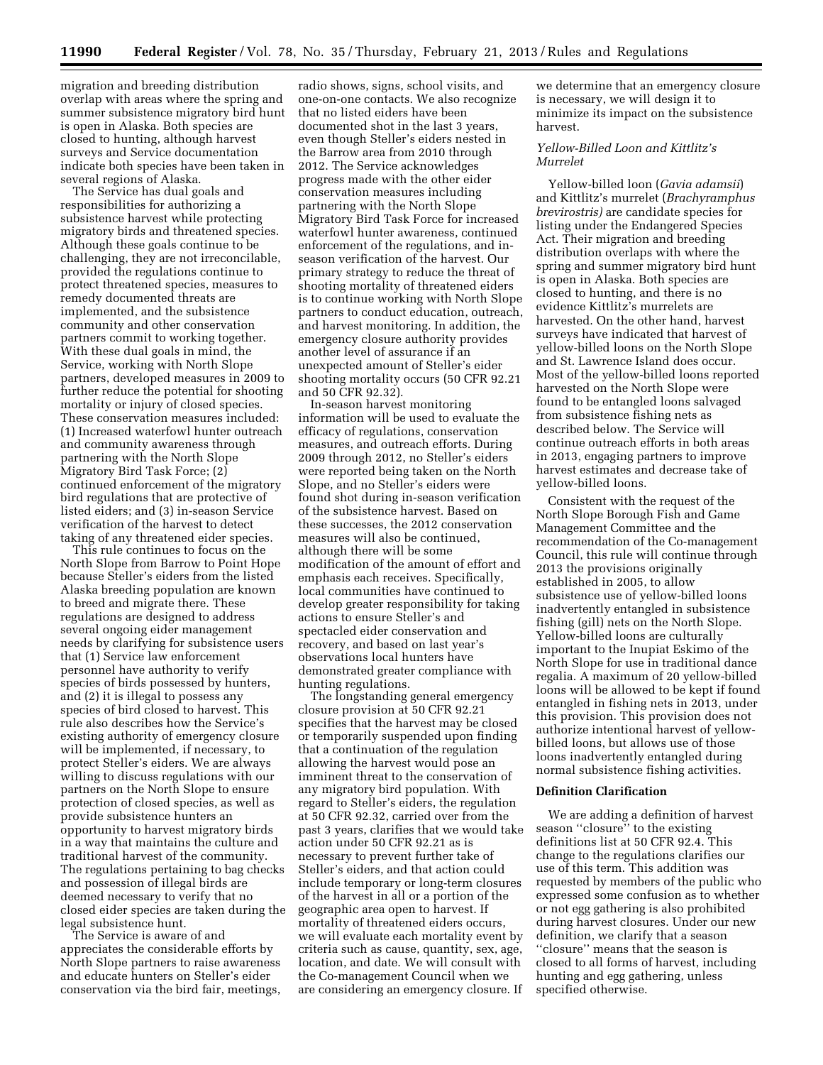migration and breeding distribution overlap with areas where the spring and summer subsistence migratory bird hunt is open in Alaska. Both species are closed to hunting, although harvest surveys and Service documentation indicate both species have been taken in several regions of Alaska.

The Service has dual goals and responsibilities for authorizing a subsistence harvest while protecting migratory birds and threatened species. Although these goals continue to be challenging, they are not irreconcilable, provided the regulations continue to protect threatened species, measures to remedy documented threats are implemented, and the subsistence community and other conservation partners commit to working together. With these dual goals in mind, the Service, working with North Slope partners, developed measures in 2009 to further reduce the potential for shooting mortality or injury of closed species. These conservation measures included: (1) Increased waterfowl hunter outreach and community awareness through partnering with the North Slope Migratory Bird Task Force; (2) continued enforcement of the migratory bird regulations that are protective of listed eiders; and (3) in-season Service verification of the harvest to detect taking of any threatened eider species.

This rule continues to focus on the North Slope from Barrow to Point Hope because Steller's eiders from the listed Alaska breeding population are known to breed and migrate there. These regulations are designed to address several ongoing eider management needs by clarifying for subsistence users that (1) Service law enforcement personnel have authority to verify species of birds possessed by hunters, and (2) it is illegal to possess any species of bird closed to harvest. This rule also describes how the Service's existing authority of emergency closure will be implemented, if necessary, to protect Steller's eiders. We are always willing to discuss regulations with our partners on the North Slope to ensure protection of closed species, as well as provide subsistence hunters an opportunity to harvest migratory birds in a way that maintains the culture and traditional harvest of the community. The regulations pertaining to bag checks and possession of illegal birds are deemed necessary to verify that no closed eider species are taken during the legal subsistence hunt.

The Service is aware of and appreciates the considerable efforts by North Slope partners to raise awareness and educate hunters on Steller's eider conservation via the bird fair, meetings, radio shows, signs, school visits, and one-on-one contacts. We also recognize that no listed eiders have been documented shot in the last 3 years, even though Steller's eiders nested in the Barrow area from 2010 through 2012. The Service acknowledges progress made with the other eider conservation measures including partnering with the North Slope Migratory Bird Task Force for increased waterfowl hunter awareness, continued enforcement of the regulations, and in-season verification of the harvest. Our primary strategy to reduce the threat of shooting mortality of threatened eiders is to continue working with North Slope partners to conduct education, outreach, and harvest monitoring. In addition, the emergency closure authority provides another level of assurance if an unexpected amount of Steller's eider shooting mortality occurs (50 CFR 92.21 and 50 CFR 92.32).

In-season harvest monitoring information will be used to evaluate the efficacy of regulations, conservation measures, and outreach efforts. During 2009 through 2012, no Steller's eiders were reported being taken on the North Slope, and no Steller's eiders were found shot during in-season verification of the subsistence harvest. Based on these successes, the 2012 conservation measures will also be continued, although there will be some modification of the amount of effort and emphasis each receives. Specifically, local communities have continued to develop greater responsibility for taking actions to ensure Steller's and spectacled eider conservation and recovery, and based on last year's observations local hunters have demonstrated greater compliance with hunting regulations.

The longstanding general emergency closure provision at 50 CFR 92.21 specifies that the harvest may be closed or temporarily suspended upon finding that a continuation of the regulation allowing the harvest would pose an imminent threat to the conservation of any migratory bird population. With regard to Steller's eiders, the regulation at 50 CFR 92.32, carried over from the past 3 years, clarifies that we would take action under 50 CFR 92.21 as is necessary to prevent further take of Steller's eiders, and that action could include temporary or long-term closures of the harvest in all or a portion of the geographic area open to harvest. If mortality of threatened eiders occurs, we will evaluate each mortality event by criteria such as cause, quantity, sex, age, location, and date. We will consult with the Co-management Council when we are considering an emergency closure. If we determine that an emergency closure is necessary, we will design it to minimize its impact on the subsistence harvest.

### *Yellow-Billed Loon and Kittlitz's Murrelet*

Yellow-billed loon (*Gavia adamsii*) and Kittlitz's murrelet (*Brachyramphus brevirostris)* are candidate species for listing under the Endangered Species Act. Their migration and breeding distribution overlaps with where the spring and summer migratory bird hunt is open in Alaska. Both species are closed to hunting, and there is no evidence Kittlitz's murrelets are harvested. On the other hand, harvest surveys have indicated that harvest of yellow-billed loons on the North Slope and St. Lawrence Island does occur. Most of the yellow-billed loons reported harvested on the North Slope were found to be entangled loons salvaged from subsistence fishing nets as described below. The Service will continue outreach efforts in both areas in 2013, engaging partners to improve harvest estimates and decrease take of yellow-billed loons.

Consistent with the request of the North Slope Borough Fish and Game Management Committee and the recommendation of the Co-management Council, this rule will continue through 2013 the provisions originally established in 2005, to allow subsistence use of yellow-billed loons inadvertently entangled in subsistence fishing (gill) nets on the North Slope. Yellow-billed loons are culturally important to the Inupiat Eskimo of the North Slope for use in traditional dance regalia. A maximum of 20 yellow-billed loons will be allowed to be kept if found entangled in fishing nets in 2013, under this provision. This provision does not authorize intentional harvest of yellow-billed loons, but allows use of those loons inadvertently entangled during normal subsistence fishing activities.

## Definition Clarification

We are adding a definition of harvest season ''closure'' to the existing definitions list at 50 CFR 92.4. This change to the regulations clarifies our use of this term. This addition was requested by members of the public who expressed some confusion as to whether or not egg gathering is also prohibited during harvest closures. Under our new definition, we clarify that a season ''closure'' means that the season is closed to all forms of harvest, including hunting and egg gathering, unless specified otherwise.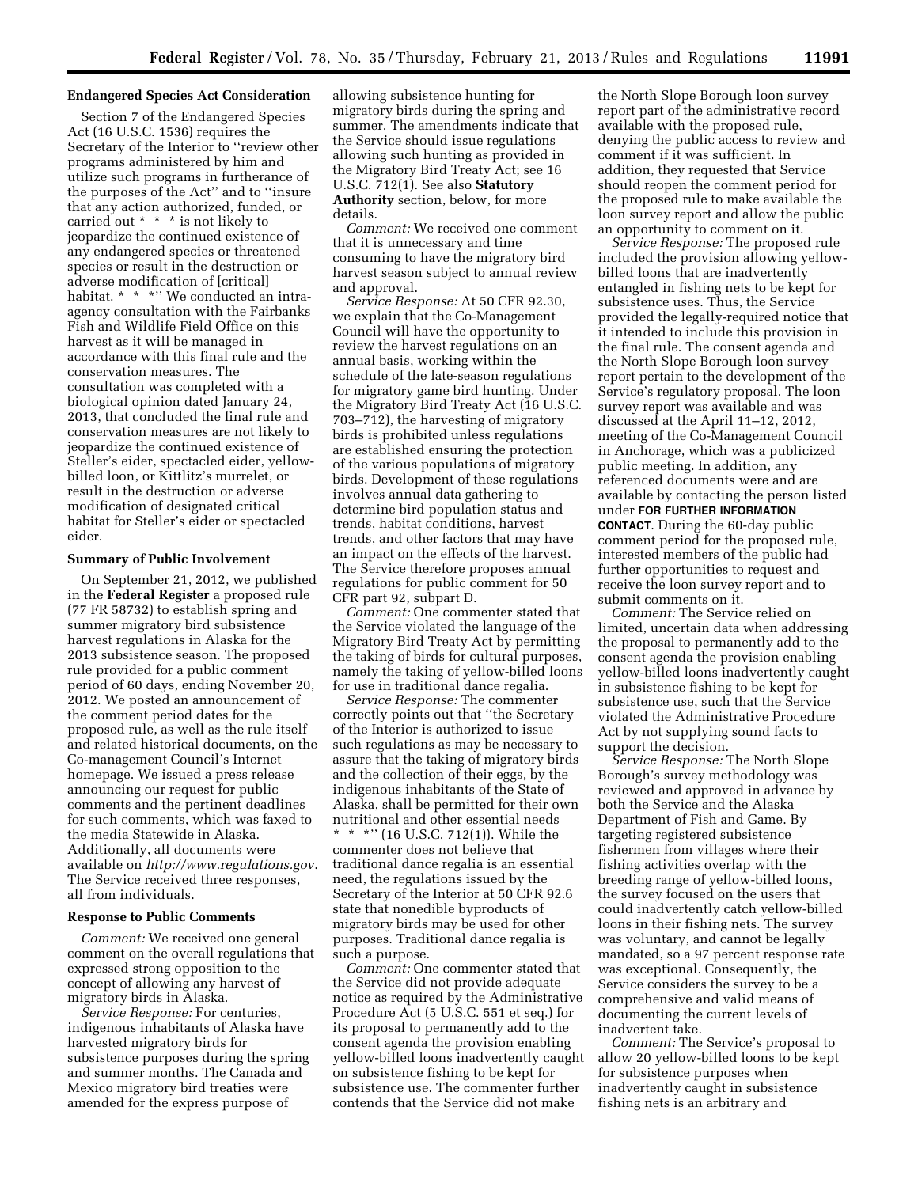## Endangered Species Act Consideration

Section 7 of the Endangered Species Act (16 U.S.C. 1536) requires the Secretary of the Interior to ''review other programs administered by him and utilize such programs in furtherance of the purposes of the Act'' and to ''insure that any action authorized, funded, or carried out * * * is not likely to jeopardize the continued existence of any endangered species or threatened species or result in the destruction or adverse modification of [critical] habitat. * * *'' We conducted an intra-agency consultation with the Fairbanks Fish and Wildlife Field Office on this harvest as it will be managed in accordance with this final rule and the conservation measures. The consultation was completed with a biological opinion dated January 24, 2013, that concluded the final rule and conservation measures are not likely to jeopardize the continued existence of Steller's eider, spectacled eider, yellow-billed loon, or Kittlitz's murrelet, or result in the destruction or adverse modification of designated critical habitat for Steller's eider or spectacled eider.

## Summary of Public Involvement

On September 21, 2012, we published in the **Federal Register** a proposed rule (77 FR 58732) to establish spring and summer migratory bird subsistence harvest regulations in Alaska for the 2013 subsistence season. The proposed rule provided for a public comment period of 60 days, ending November 20, 2012. We posted an announcement of the comment period dates for the proposed rule, as well as the rule itself and related historical documents, on the Co-management Council's Internet homepage. We issued a press release announcing our request for public comments and the pertinent deadlines for such comments, which was faxed to the media Statewide in Alaska. Additionally, all documents were available on *http://www.regulations.gov*. The Service received three responses, all from individuals.

## Response to Public Comments

*Comment:* We received one general comment on the overall regulations that expressed strong opposition to the concept of allowing any harvest of migratory birds in Alaska.

*Service Response:* For centuries, indigenous inhabitants of Alaska have harvested migratory birds for subsistence purposes during the spring and summer months. The Canada and Mexico migratory bird treaties were amended for the express purpose of allowing subsistence hunting for migratory birds during the spring and summer. The amendments indicate that the Service should issue regulations allowing such hunting as provided in the Migratory Bird Treaty Act; see 16 U.S.C. 712(1). See also **Statutory Authority** section, below, for more details.

*Comment:* We received one comment that it is unnecessary and time consuming to have the migratory bird harvest season subject to annual review and approval.

*Service Response:* At 50 CFR 92.30, we explain that the Co-Management Council will have the opportunity to review the harvest regulations on an annual basis, working within the schedule of the late-season regulations for migratory game bird hunting. Under the Migratory Bird Treaty Act (16 U.S.C. 703–712), the harvesting of migratory birds is prohibited unless regulations are established ensuring the protection of the various populations of migratory birds. Development of these regulations involves annual data gathering to determine bird population status and trends, habitat conditions, harvest trends, and other factors that may have an impact on the effects of the harvest. The Service therefore proposes annual regulations for public comment for 50 CFR part 92, subpart D.

*Comment:* One commenter stated that the Service violated the language of the Migratory Bird Treaty Act by permitting the taking of birds for cultural purposes, namely the taking of yellow-billed loons for use in traditional dance regalia.

*Service Response:* The commenter correctly points out that ''the Secretary of the Interior is authorized to issue such regulations as may be necessary to assure that the taking of migratory birds and the collection of their eggs, by the indigenous inhabitants of the State of Alaska, shall be permitted for their own nutritional and other essential needs * * *'' (16 U.S.C. 712(1)). While the commenter does not believe that traditional dance regalia is an essential need, the regulations issued by the Secretary of the Interior at 50 CFR 92.6 state that nonedible byproducts of migratory birds may be used for other purposes. Traditional dance regalia is such a purpose.

*Comment:* One commenter stated that the Service did not provide adequate notice as required by the Administrative Procedure Act (5 U.S.C. 551 et seq.) for its proposal to permanently add to the consent agenda the provision enabling yellow-billed loons inadvertently caught on subsistence fishing to be kept for subsistence use. The commenter further contends that the Service did not make the North Slope Borough loon survey report part of the administrative record available with the proposed rule, denying the public access to review and comment if it was sufficient. In addition, they requested that Service should reopen the comment period for the proposed rule to make available the loon survey report and allow the public an opportunity to comment on it.

*Service Response:* The proposed rule included the provision allowing yellow-billed loons that are inadvertently entangled in fishing nets to be kept for subsistence uses. Thus, the Service provided the legally-required notice that it intended to include this provision in the final rule. The consent agenda and the North Slope Borough loon survey report pertain to the development of the Service's regulatory proposal. The loon survey report was available and was discussed at the April 11–12, 2012, meeting of the Co-Management Council in Anchorage, which was a publicized public meeting. In addition, any referenced documents were and are available by contacting the person listed under **FOR FURTHER INFORMATION CONTACT**. During the 60-day public comment period for the proposed rule, interested members of the public had further opportunities to request and receive the loon survey report and to submit comments on it.

*Comment:* The Service relied on limited, uncertain data when addressing the proposal to permanently add to the consent agenda the provision enabling yellow-billed loons inadvertently caught in subsistence fishing to be kept for subsistence use, such that the Service violated the Administrative Procedure Act by not supplying sound facts to support the decision.

*Service Response:* The North Slope Borough's survey methodology was reviewed and approved in advance by both the Service and the Alaska Department of Fish and Game. By targeting registered subsistence fishermen from villages where their fishing activities overlap with the breeding range of yellow-billed loons, the survey focused on the users that could inadvertently catch yellow-billed loons in their fishing nets. The survey was voluntary, and cannot be legally mandated, so a 97 percent response rate was exceptional. Consequently, the Service considers the survey to be a comprehensive and valid means of documenting the current levels of inadvertent take.

*Comment:* The Service's proposal to allow 20 yellow-billed loons to be kept for subsistence purposes when inadvertently caught in subsistence fishing nets is an arbitrary and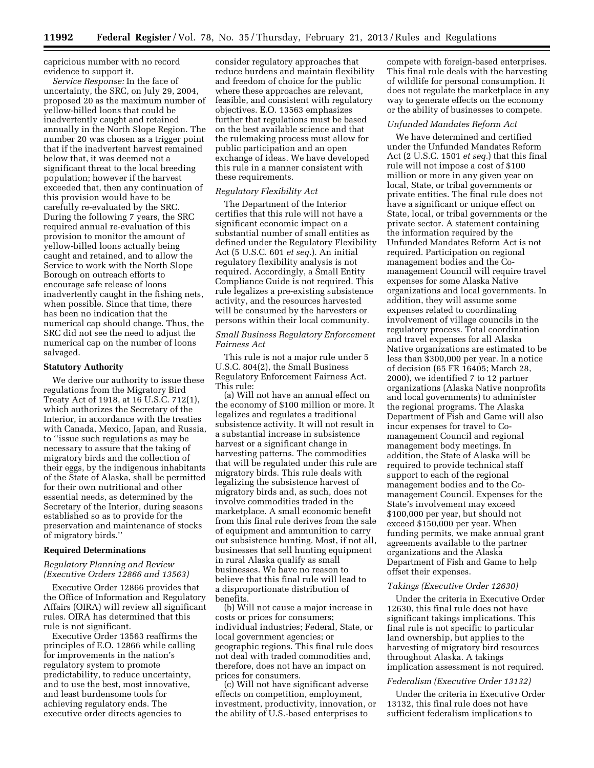capricious number with no record evidence to support it.

*Service Response:* In the face of uncertainty, the SRC, on July 29, 2004, proposed 20 as the maximum number of yellow-billed loons that could be inadvertently caught and retained annually in the North Slope Region. The number 20 was chosen as a trigger point that if the inadvertent harvest remained below that, it was deemed not a significant threat to the local breeding population; however if the harvest exceeded that, then any continuation of this provision would have to be carefully re-evaluated by the SRC. During the following 7 years, the SRC required annual re-evaluation of this provision to monitor the amount of yellow-billed loons actually being caught and retained, and to allow the Service to work with the North Slope Borough on outreach efforts to encourage safe release of loons inadvertently caught in the fishing nets, when possible. Since that time, there has been no indication that the numerical cap should change. Thus, the SRC did not see the need to adjust the numerical cap on the number of loons salvaged.

## Statutory Authority

We derive our authority to issue these regulations from the Migratory Bird Treaty Act of 1918, at 16 U.S.C. 712(1), which authorizes the Secretary of the Interior, in accordance with the treaties with Canada, Mexico, Japan, and Russia, to "issue such regulations as may be necessary to assure that the taking of migratory birds and the collection of their eggs, by the indigenous inhabitants of the State of Alaska, shall be permitted for their own nutritional and other essential needs, as determined by the Secretary of the Interior, during seasons established so as to provide for the preservation and maintenance of stocks of migratory birds."

## Required Determinations

### *Regulatory Planning and Review (Executive Orders 12866 and 13563)*

Executive Order 12866 provides that the Office of Information and Regulatory Affairs (OIRA) will review all significant rules. OIRA has determined that this rule is not significant.

Executive Order 13563 reaffirms the principles of E.O. 12866 while calling for improvements in the nation's regulatory system to promote predictability, to reduce uncertainty, and to use the best, most innovative, and least burdensome tools for achieving regulatory ends. The executive order directs agencies to consider regulatory approaches that reduce burdens and maintain flexibility and freedom of choice for the public where these approaches are relevant, feasible, and consistent with regulatory objectives. E.O. 13563 emphasizes further that regulations must be based on the best available science and that the rulemaking process must allow for public participation and an open exchange of ideas. We have developed this rule in a manner consistent with these requirements.

### *Regulatory Flexibility Act*

The Department of the Interior certifies that this rule will not have a significant economic impact on a substantial number of small entities as defined under the Regulatory Flexibility Act (5 U.S.C. 601 *et seq.*). An initial regulatory flexibility analysis is not required. Accordingly, a Small Entity Compliance Guide is not required. This rule legalizes a pre-existing subsistence activity, and the resources harvested will be consumed by the harvesters or persons within their local community.

### *Small Business Regulatory Enforcement Fairness Act*

This rule is not a major rule under 5 U.S.C. 804(2), the Small Business Regulatory Enforcement Fairness Act. This rule:

(a) Will not have an annual effect on the economy of $100 million or more. It legalizes and regulates a traditional subsistence activity. It will not result in a substantial increase in subsistence harvest or a significant change in harvesting patterns. The commodities that will be regulated under this rule are migratory birds. This rule deals with legalizing the subsistence harvest of migratory birds and, as such, does not involve commodities traded in the marketplace. A small economic benefit from this final rule derives from the sale of equipment and ammunition to carry out subsistence hunting. Most, if not all, businesses that sell hunting equipment in rural Alaska qualify as small businesses. We have no reason to believe that this final rule will lead to a disproportionate distribution of benefits.

(b) Will not cause a major increase in costs or prices for consumers; individual industries; Federal, State, or local government agencies; or geographic regions. This final rule does not deal with traded commodities and, therefore, does not have an impact on prices for consumers.

(c) Will not have significant adverse effects on competition, employment, investment, productivity, innovation, or the ability of U.S.-based enterprises to compete with foreign-based enterprises. This final rule deals with the harvesting of wildlife for personal consumption. It does not regulate the marketplace in any way to generate effects on the economy or the ability of businesses to compete.

### *Unfunded Mandates Reform Act*

We have determined and certified under the Unfunded Mandates Reform Act (2 U.S.C. 1501 *et seq.*) that this final rule will not impose a cost of $100 million or more in any given year on local, State, or tribal governments or private entities. The final rule does not have a significant or unique effect on State, local, or tribal governments or the private sector. A statement containing the information required by the Unfunded Mandates Reform Act is not required. Participation on regional management bodies and the Co-management Council will require travel expenses for some Alaska Native organizations and local governments. In addition, they will assume some expenses related to coordinating involvement of village councils in the regulatory process. Total coordination and travel expenses for all Alaska Native organizations are estimated to be less than $300,000 per year. In a notice of decision (65 FR 16405; March 28, 2000), we identified 7 to 12 partner organizations (Alaska Native nonprofits and local governments) to administer the regional programs. The Alaska Department of Fish and Game will also incur expenses for travel to Co-management Council and regional management body meetings. In addition, the State of Alaska will be required to provide technical staff support to each of the regional management bodies and to the Co-management Council. Expenses for the State's involvement may exceed $100,000 per year, but should not exceed $150,000 per year. When funding permits, we make annual grant agreements available to the partner organizations and the Alaska Department of Fish and Game to help offset their expenses.

### *Takings (Executive Order 12630)*

Under the criteria in Executive Order 12630, this final rule does not have significant takings implications. This final rule is not specific to particular land ownership, but applies to the harvesting of migratory bird resources throughout Alaska. A takings implication assessment is not required.

### *Federalism (Executive Order 13132)*

Under the criteria in Executive Order 13132, this final rule does not have sufficient federalism implications to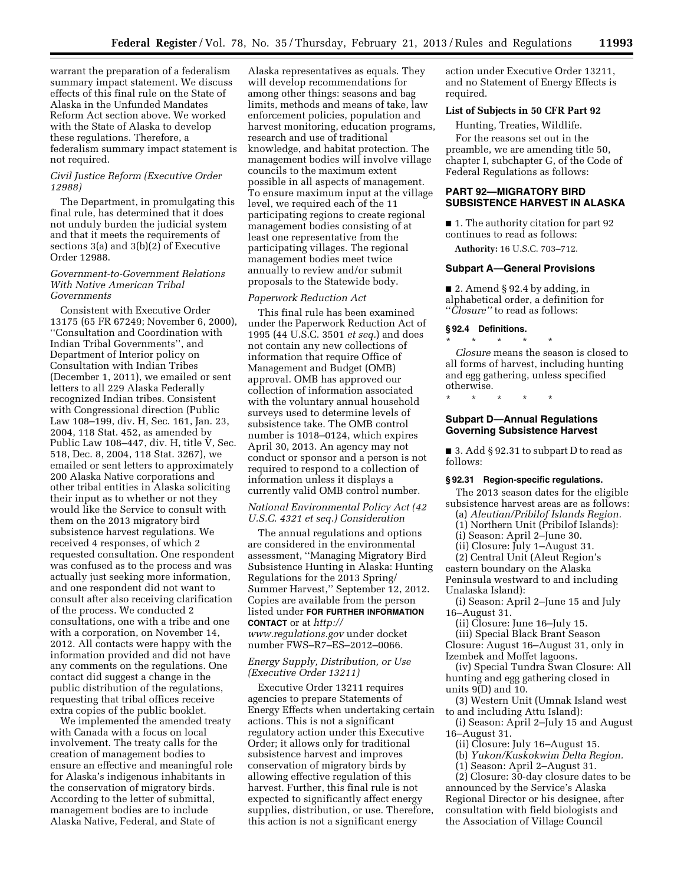warrant the preparation of a federalism summary impact statement. We discuss effects of this final rule on the State of Alaska in the Unfunded Mandates Reform Act section above. We worked with the State of Alaska to develop these regulations. Therefore, a federalism summary impact statement is not required.

*Civil Justice Reform (Executive Order 12988)*

The Department, in promulgating this final rule, has determined that it does not unduly burden the judicial system and that it meets the requirements of sections 3(a) and 3(b)(2) of Executive Order 12988.

*Government-to-Government Relations With Native American Tribal Governments*

Consistent with Executive Order 13175 (65 FR 67249; November 6, 2000), ''Consultation and Coordination with Indian Tribal Governments'', and Department of Interior policy on Consultation with Indian Tribes (December 1, 2011), we emailed or sent letters to all 229 Alaska Federally recognized Indian tribes. Consistent with Congressional direction (Public Law 108–199, div. H, Sec. 161, Jan. 23, 2004, 118 Stat. 452, as amended by Public Law 108–447, div. H, title V, Sec. 518, Dec. 8, 2004, 118 Stat. 3267), we emailed or sent letters to approximately 200 Alaska Native corporations and other tribal entities in Alaska soliciting their input as to whether or not they would like the Service to consult with them on the 2013 migratory bird subsistence harvest regulations. We received 4 responses, of which 2 requested consultation. One respondent was confused as to the process and was actually just seeking more information, and one respondent did not want to consult after also receiving clarification of the process. We conducted 2 consultations, one with a tribe and one with a corporation, on November 14, 2012. All contacts were happy with the information provided and did not have any comments on the regulations. One contact did suggest a change in the public distribution of the regulations, requesting that tribal offices receive extra copies of the public booklet.

We implemented the amended treaty with Canada with a focus on local involvement. The treaty calls for the creation of management bodies to ensure an effective and meaningful role for Alaska's indigenous inhabitants in the conservation of migratory birds. According to the letter of submittal, management bodies are to include Alaska Native, Federal, and State of Alaska representatives as equals. They will develop recommendations for among other things: seasons and bag limits, methods and means of take, law enforcement policies, population and harvest monitoring, education programs, research and use of traditional knowledge, and habitat protection. The management bodies will involve village councils to the maximum extent possible in all aspects of management. To ensure maximum input at the village level, we required each of the 11 participating regions to create regional management bodies consisting of at least one representative from the participating villages. The regional management bodies meet twice annually to review and/or submit proposals to the Statewide body.

*Paperwork Reduction Act*

This final rule has been examined under the Paperwork Reduction Act of 1995 (44 U.S.C. 3501 *et seq.*) and does not contain any new collections of information that require Office of Management and Budget (OMB) approval. OMB has approved our collection of information associated with the voluntary annual household surveys used to determine levels of subsistence take. The OMB control number is 1018–0124, which expires April 30, 2013. An agency may not conduct or sponsor and a person is not required to respond to a collection of information unless it displays a currently valid OMB control number.

*National Environmental Policy Act (42 U.S.C. 4321 et seq.) Consideration*

The annual regulations and options are considered in the environmental assessment, ''Managing Migratory Bird Subsistence Hunting in Alaska: Hunting Regulations for the 2013 Spring/Summer Harvest,'' September 12, 2012. Copies are available from the person listed under **FOR FURTHER INFORMATION CONTACT** or at *http://www.regulations.gov* under docket number FWS–R7–ES–2012–0066.

*Energy Supply, Distribution, or Use (Executive Order 13211)*

Executive Order 13211 requires agencies to prepare Statements of Energy Effects when undertaking certain actions. This is not a significant regulatory action under this Executive Order; it allows only for traditional subsistence harvest and improves conservation of migratory birds by allowing effective regulation of this harvest. Further, this final rule is not expected to significantly affect energy supplies, distribution, or use. Therefore, this action is not a significant energy action under Executive Order 13211, and no Statement of Energy Effects is required.

**List of Subjects in 50 CFR Part 92**

Hunting, Treaties, Wildlife.

For the reasons set out in the preamble, we are amending title 50, chapter I, subchapter G, of the Code of Federal Regulations as follows:

## PART 92—MIGRATORY BIRD SUBSISTENCE HARVEST IN ALASKA

■ 1. The authority citation for part 92 continues to read as follows:

**Authority:** 16 U.S.C. 703–712.

### Subpart A—General Provisions

■ 2. Amend § 92.4 by adding, in alphabetical order, a definition for ''*Closure*'' to read as follows:

**§ 92.4 Definitions.**

\* \* \* \* \*

*Closure* means the season is closed to all forms of harvest, including hunting and egg gathering, unless specified otherwise.

\* \* \* \* \*

### Subpart D—Annual Regulations Governing Subsistence Harvest

■ 3. Add § 92.31 to subpart D to read as follows:

**§ 92.31 Region-specific regulations.**

The 2013 season dates for the eligible subsistence harvest areas are as follows:

(a) *Aleutian/Pribilof Islands Region.*

(1) Northern Unit (Pribilof Islands):

(i) Season: April 2–June 30.

(ii) Closure: July 1–August 31.

(2) Central Unit (Aleut Region's eastern boundary on the Alaska Peninsula westward to and including Unalaska Island):

(i) Season: April 2–June 15 and July 16–August 31.

(ii) Closure: June 16–July 15.

(iii) Special Black Brant Season Closure: August 16–August 31, only in Izembek and Moffet lagoons.

(iv) Special Tundra Swan Closure: All hunting and egg gathering closed in units 9(D) and 10.

(3) Western Unit (Umnak Island west to and including Attu Island):

(i) Season: April 2–July 15 and August 16–August 31.

(ii) Closure: July 16–August 15.

(b) *Yukon/Kuskokwim Delta Region.*

(1) Season: April 2–August 31.

(2) Closure: 30-day closure dates to be announced by the Service's Alaska Regional Director or his designee, after consultation with field biologists and the Association of Village Council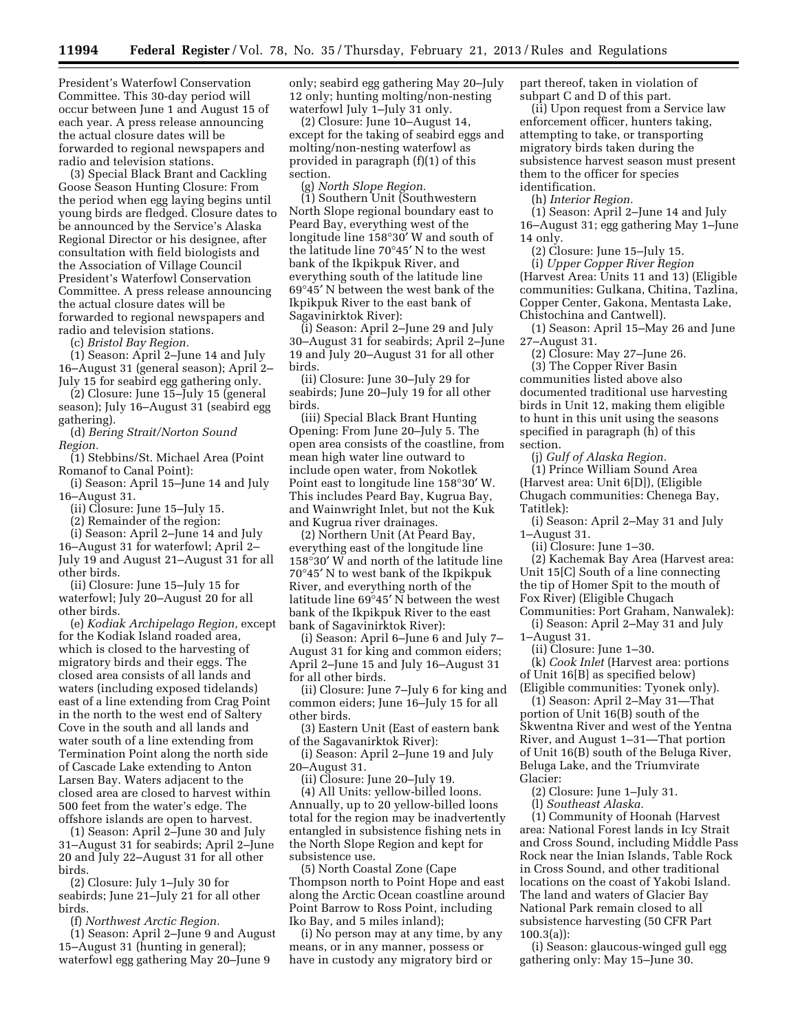President's Waterfowl Conservation Committee. This 30-day period will occur between June 1 and August 15 of each year. A press release announcing the actual closure dates will be forwarded to regional newspapers and radio and television stations.

(3) Special Black Brant and Cackling Goose Season Hunting Closure: From the period when egg laying begins until young birds are fledged. Closure dates to be announced by the Service's Alaska Regional Director or his designee, after consultation with field biologists and the Association of Village Council President's Waterfowl Conservation Committee. A press release announcing the actual closure dates will be forwarded to regional newspapers and radio and television stations.

(c) *Bristol Bay Region.*

(1) Season: April 2–June 14 and July 16–August 31 (general season); April 2–July 15 for seabird egg gathering only.

(2) Closure: June 15–July 15 (general season); July 16–August 31 (seabird egg gathering).

(d) *Bering Strait/Norton Sound Region.*

(1) Stebbins/St. Michael Area (Point Romanof to Canal Point):

(i) Season: April 15–June 14 and July 16–August 31.

(ii) Closure: June 15–July 15.

(2) Remainder of the region:

(i) Season: April 2–June 14 and July 16–August 31 for waterfowl; April 2–July 19 and August 21–August 31 for all other birds.

(ii) Closure: June 15–July 15 for waterfowl; July 20–August 20 for all other birds.

(e) *Kodiak Archipelago Region,* except for the Kodiak Island roaded area, which is closed to the harvesting of migratory birds and their eggs. The closed area consists of all lands and waters (including exposed tidelands) east of a line extending from Crag Point in the north to the west end of Saltery Cove in the south and all lands and water south of a line extending from Termination Point along the north side of Cascade Lake extending to Anton Larsen Bay. Waters adjacent to the closed area are closed to harvest within 500 feet from the water's edge. The offshore islands are open to harvest.

(1) Season: April 2–June 30 and July 31–August 31 for seabirds; April 2–June 20 and July 22–August 31 for all other birds.

(2) Closure: July 1–July 30 for seabirds; June 21–July 21 for all other birds.

(f) *Northwest Arctic Region.*

(1) Season: April 2–June 9 and August 15–August 31 (hunting in general); waterfowl egg gathering May 20–June 9 only; seabird egg gathering May 20–July 12 only; hunting molting/non-nesting waterfowl July 1–July 31 only.

(2) Closure: June 10–August 14, except for the taking of seabird eggs and molting/non-nesting waterfowl as provided in paragraph (f)(1) of this section.

(g) *North Slope Region.*

(1) Southern Unit (Southwestern North Slope regional boundary east to Peard Bay, everything west of the longitude line 158°30′ W and south of the latitude line 70°45′ N to the west bank of the Ikpikpuk River, and everything south of the latitude line 69°45′ N between the west bank of the Ikpikpuk River to the east bank of Sagavinirktok River):

(i) Season: April 2–June 29 and July 30–August 31 for seabirds; April 2–June 19 and July 20–August 31 for all other birds.

(ii) Closure: June 30–July 29 for seabirds; June 20–July 19 for all other birds.

(iii) Special Black Brant Hunting Opening: From June 20–July 5. The open area consists of the coastline, from mean high water line outward to include open water, from Nokotlek Point east to longitude line 158°30′ W. This includes Peard Bay, Kugrua Bay, and Wainwright Inlet, but not the Kuk and Kugrua river drainages.

(2) Northern Unit (At Peard Bay, everything east of the longitude line 158°30′ W and north of the latitude line 70°45′ N to west bank of the Ikpikpuk River, and everything north of the latitude line 69°45′ N between the west bank of the Ikpikpuk River to the east bank of Sagavinirktok River):

(i) Season: April 6–June 6 and July 7–August 31 for king and common eiders; April 2–June 15 and July 16–August 31 for all other birds.

(ii) Closure: June 7–July 6 for king and common eiders; June 16–July 15 for all other birds.

(3) Eastern Unit (East of eastern bank of the Sagavanirktok River):

(i) Season: April 2–June 19 and July 20–August 31.

(ii) Closure: June 20–July 19.

(4) All Units: yellow-billed loons. Annually, up to 20 yellow-billed loons total for the region may be inadvertently entangled in subsistence fishing nets in the North Slope Region and kept for subsistence use.

(5) North Coastal Zone (Cape Thompson north to Point Hope and east along the Arctic Ocean coastline around Point Barrow to Ross Point, including Iko Bay, and 5 miles inland);

(i) No person may at any time, by any means, or in any manner, possess or have in custody any migratory bird or part thereof, taken in violation of subpart C and D of this part.

(ii) Upon request from a Service law enforcement officer, hunters taking, attempting to take, or transporting migratory birds taken during the subsistence harvest season must present them to the officer for species identification.

(h) *Interior Region.*

(1) Season: April 2–June 14 and July 16–August 31; egg gathering May 1–June 14 only.

(2) Closure: June 15–July 15.

(i) *Upper Copper River Region* (Harvest Area: Units 11 and 13) (Eligible communities: Gulkana, Chitina, Tazlina, Copper Center, Gakona, Mentasta Lake, Chistochina and Cantwell).

(1) Season: April 15–May 26 and June 27–August 31.

(2) Closure: May 27–June 26.

(3) The Copper River Basin communities listed above also documented traditional use harvesting birds in Unit 12, making them eligible to hunt in this unit using the seasons specified in paragraph (h) of this section.

(j) *Gulf of Alaska Region.*

(1) Prince William Sound Area (Harvest area: Unit 6[D]), (Eligible Chugach communities: Chenega Bay, Tatitlek):

(i) Season: April 2–May 31 and July 1–August 31.

(ii) Closure: June 1–30.

(2) Kachemak Bay Area (Harvest area: Unit 15[C] South of a line connecting the tip of Homer Spit to the mouth of Fox River) (Eligible Chugach Communities: Port Graham, Nanwalek):

(i) Season: April 2–May 31 and July 1–August 31.

(ii) Closure: June 1–30.

(k) *Cook Inlet* (Harvest area: portions of Unit 16[B] as specified below) (Eligible communities: Tyonek only).

(1) Season: April 2–May 31—That portion of Unit 16(B) south of the Skwentna River and west of the Yentna River, and August 1–31—That portion of Unit 16(B) south of the Beluga River, Beluga Lake, and the Triumvirate Glacier:

(2) Closure: June 1–July 31.

(l) *Southeast Alaska.*

(1) Community of Hoonah (Harvest area: National Forest lands in Icy Strait and Cross Sound, including Middle Pass Rock near the Inian Islands, Table Rock in Cross Sound, and other traditional locations on the coast of Yakobi Island. The land and waters of Glacier Bay National Park remain closed to all subsistence harvesting (50 CFR Part 100.3(a)):

(i) Season: glaucous-winged gull egg gathering only: May 15–June 30.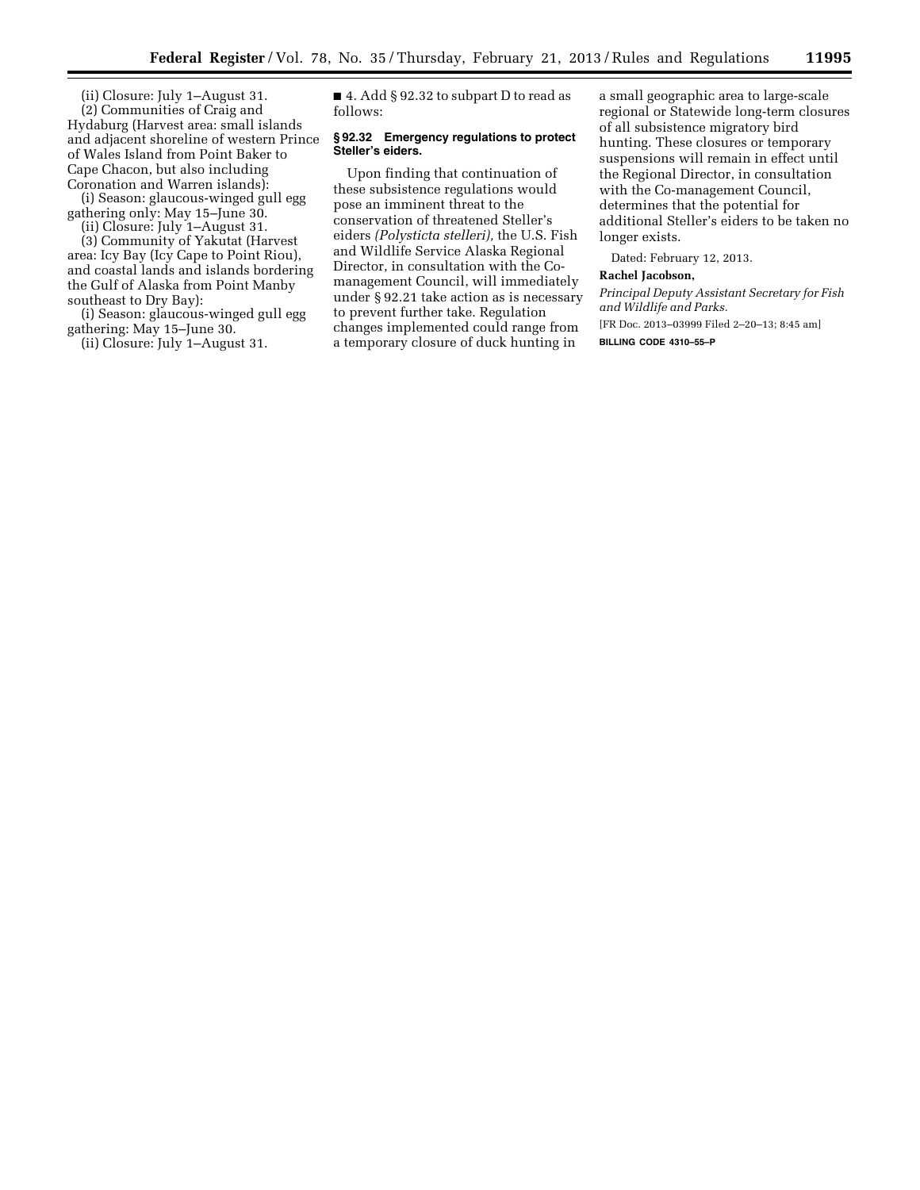(ii) Closure: July 1–August 31.

(2) Communities of Craig and Hydaburg (Harvest area: small islands and adjacent shoreline of western Prince of Wales Island from Point Baker to Cape Chacon, but also including Coronation and Warren islands):

(i) Season: glaucous-winged gull egg gathering only: May 15–June 30.

(ii) Closure: July 1–August 31.

(3) Community of Yakutat (Harvest area: Icy Bay (Icy Cape to Point Riou), and coastal lands and islands bordering the Gulf of Alaska from Point Manby southeast to Dry Bay):

(i) Season: glaucous-winged gull egg gathering: May 15–June 30.

(ii) Closure: July 1–August 31.

■ 4. Add § 92.32 to subpart D to read as follows:

#### § 92.32 Emergency regulations to protect Steller's eiders.

Upon finding that continuation of these subsistence regulations would pose an imminent threat to the conservation of threatened Steller's eiders *(Polysticta stelleri),* the U.S. Fish and Wildlife Service Alaska Regional Director, in consultation with the Co-management Council, will immediately under § 92.21 take action as is necessary to prevent further take. Regulation changes implemented could range from a temporary closure of duck hunting in a small geographic area to large-scale regional or Statewide long-term closures of all subsistence migratory bird hunting. These closures or temporary suspensions will remain in effect until the Regional Director, in consultation with the Co-management Council, determines that the potential for additional Steller's eiders to be taken no longer exists.

Dated: February 12, 2013.

**Rachel Jacobson,**

*Principal Deputy Assistant Secretary for Fish and Wildlife and Parks.*

[FR Doc. 2013–03999 Filed 2–20–13; 8:45 am]

**BILLING CODE 4310–55–P**